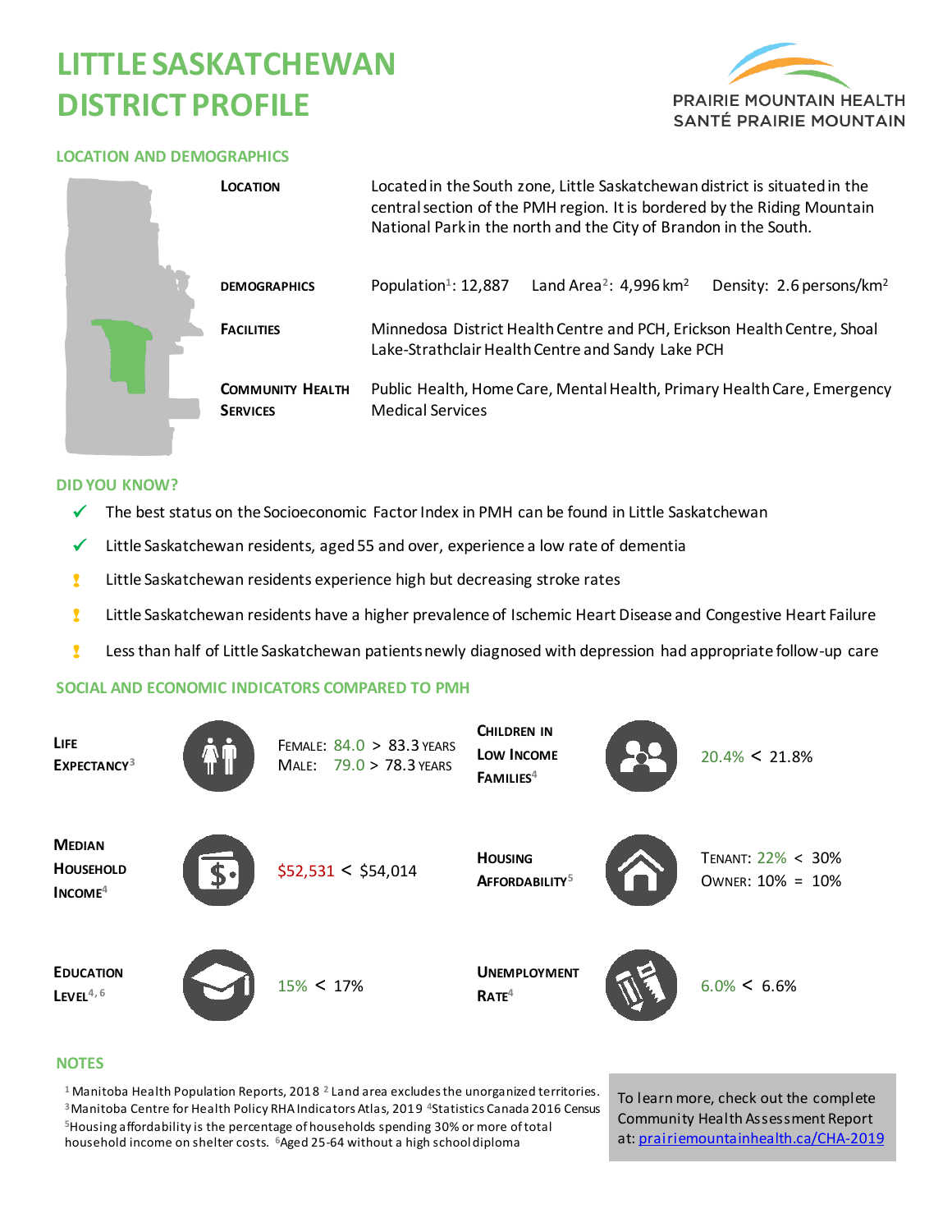# LITTLE SASKATCHEWAN DISTRICT PROFILE

PRAIRIE MOUNTAIN HEALTH
SANTÉ PRAIRIE MOUNTAIN

## LOCATION AND DEMOGRAPHICS

| | |
|---|---|
| **LOCATION** | Located in the South zone, Little Saskatchewan district is situated in the central section of the PMH region. It is bordered by the Riding Mountain National Park in the north and the City of Brandon in the South. |
| **DEMOGRAPHICS** | Population[1]: 12,887    Land Area[2]: 4,996 km²    Density: 2.6 persons/km² |
| **FACILITIES** | Minnedosa District Health Centre and PCH, Erickson Health Centre, Shoal Lake-Strathclair Health Centre and Sandy Lake PCH |
| **COMMUNITY HEALTH SERVICES** | Public Health, Home Care, Mental Health, Primary Health Care, Emergency Medical Services |

## DID YOU KNOW?

- ✓ The best status on the Socioeconomic Factor Index in PMH can be found in Little Saskatchewan
- ✓ Little Saskatchewan residents, aged 55 and over, experience a low rate of dementia
- ! Little Saskatchewan residents experience high but decreasing stroke rates
- ! Little Saskatchewan residents have a higher prevalence of Ischemic Heart Disease and Congestive Heart Failure
- ! Less than half of Little Saskatchewan patients newly diagnosed with depression had appropriate follow-up care

## SOCIAL AND ECONOMIC INDICATORS COMPARED TO PMH

| Indicator | Value | Indicator | Value |
|---|---|---|---|
| **LIFE EXPECTANCY**[3] | FEMALE: 84.0 > 83.3 YEARS<br>MALE: 79.0 > 78.3 YEARS | **CHILDREN IN LOW INCOME FAMILIES**[4] | 20.4% < 21.8% |
| **MEDIAN HOUSEHOLD INCOME**[4] | $52,531 < $54,014 | **HOUSING AFFORDABILITY**[5] | TENANT: 22% < 30%<br>OWNER: 10% = 10% |
| **EDUCATION LEVEL**[4, 6] | 15% < 17% | **UNEMPLOYMENT RATE**[4] | 6.0% < 6.6% |

## NOTES

[1] Manitoba Health Population Reports, 2018 [2] Land area excludes the unorganized territories. [3] Manitoba Centre for Health Policy RHA Indicators Atlas, 2019 [4] Statistics Canada 2016 Census [5] Housing affordability is the percentage of households spending 30% or more of total household income on shelter costs. [6] Aged 25-64 without a high school diploma

To learn more, check out the complete Community Health Assessment Report at: [prairiemountainhealth.ca/CHA-2019](prairiemountainhealth.ca/CHA-2019)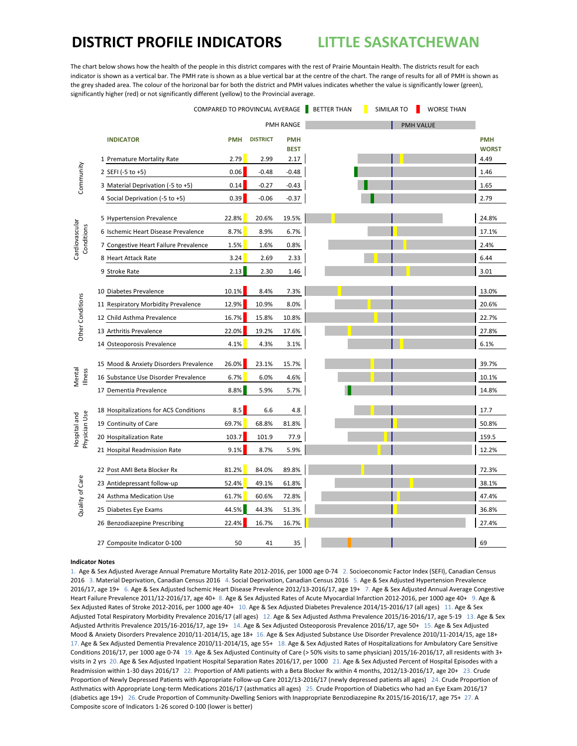# DISTRICT PROFILE INDICATORS LITTLE SASKATCHEWAN

The chart below shows how the health of the people in this district compares with the rest of Prairie Mountain Health. The districts result for each indicator is shown as a vertical bar. The PMH rate is shown as a blue vertical bar at the centre of the chart. The range of results for all of PMH is shown as the grey shaded area. The colour of the horizonal bar for both the district and PMH values indicates whether the value is significantly lower (green), significantly higher (red) or not significantly different (yellow) to the Provincial average.

COMPARED TO PROVINCIAL AVERAGE BETTER THAN SIMILAR TO WORSE THAN

PMH RANGE PMH VALUE

| | INDICATOR | PMH | DISTRICT | PMH BEST | PMH WORST |
|---|---|---|---|---|---|
| Community | 1 Premature Mortality Rate | 2.79 | 2.99 | 2.17 | 4.49 |
| | 2 SEFI (-5 to +5) | 0.06 | -0.48 | -0.48 | 1.46 |
| | 3 Material Deprivation (-5 to +5) | 0.14 | -0.27 | -0.43 | 1.65 |
| | 4 Social Deprivation (-5 to +5) | 0.39 | -0.06 | -0.37 | 2.79 |
| Cardiovascular Conditions | 5 Hypertension Prevalence | 22.8% | 20.6% | 19.5% | 24.8% |
| | 6 Ischemic Heart Disease Prevalence | 8.7% | 8.9% | 6.7% | 17.1% |
| | 7 Congestive Heart Failure Prevalence | 1.5% | 1.6% | 0.8% | 2.4% |
| | 8 Heart Attack Rate | 3.24 | 2.69 | 2.33 | 6.44 |
| | 9 Stroke Rate | 2.13 | 2.30 | 1.46 | 3.01 |
| Other Conditions | 10 Diabetes Prevalence | 10.1% | 8.4% | 7.3% | 13.0% |
| | 11 Respiratory Morbidity Prevalence | 12.9% | 10.9% | 8.0% | 20.6% |
| | 12 Child Asthma Prevalence | 16.7% | 15.8% | 10.8% | 22.7% |
| | 13 Arthritis Prevalence | 22.0% | 19.2% | 17.6% | 27.8% |
| | 14 Osteoporosis Prevalence | 4.1% | 4.3% | 3.1% | 6.1% |
| Mental Illness | 15 Mood & Anxiety Disorders Prevalence | 26.0% | 23.1% | 15.7% | 39.7% |
| | 16 Substance Use Disorder Prevalence | 6.7% | 6.0% | 4.6% | 10.1% |
| | 17 Dementia Prevalence | 8.8% | 5.9% | 5.7% | 14.8% |
| Hospital and Physician Use | 18 Hospitalizations for ACS Conditions | 8.5 | 6.6 | 4.8 | 17.7 |
| | 19 Continuity of Care | 69.7% | 68.8% | 81.8% | 50.8% |
| | 20 Hospitalization Rate | 103.7 | 101.9 | 77.9 | 159.5 |
| | 21 Hospital Readmission Rate | 9.1% | 8.7% | 5.9% | 12.2% |
| Quality of Care | 22 Post AMI Beta Blocker Rx | 81.2% | 84.0% | 89.8% | 72.3% |
| | 23 Antidepressant follow-up | 52.4% | 49.1% | 61.8% | 38.1% |
| | 24 Asthma Medication Use | 61.7% | 60.6% | 72.8% | 47.4% |
| | 25 Diabetes Eye Exams | 44.5% | 44.3% | 51.3% | 36.8% |
| | 26 Benzodiazepine Prescribing | 22.4% | 16.7% | 16.7% | 27.4% |
| | 27 Composite Indicator 0-100 | 50 | 41 | 35 | 69 |

**Indicator Notes**

1. Age & Sex Adjusted Average Annual Premature Mortality Rate 2012-2016, per 1000 age 0-74 2. Socioeconomic Factor Index (SEFI), Canadian Census 2016 3. Material Deprivation, Canadian Census 2016 4. Social Deprivation, Canadian Census 2016 5. Age & Sex Adjusted Hypertension Prevalence 2016/17, age 19+ 6. Age & Sex Adjusted Ischemic Heart Disease Prevalence 2012/13-2016/17, age 19+ 7. Age & Sex Adjusted Annual Average Congestive Heart Failure Prevalence 2011/12-2016/17, age 40+ 8. Age & Sex Adjusted Rates of Acute Myocardial Infarction 2012-2016, per 1000 age 40+ 9. Age & Sex Adjusted Rates of Stroke 2012-2016, per 1000 age 40+ 10. Age & Sex Adjusted Diabetes Prevalence 2014/15-2016/17 (all ages) 11. Age & Sex Adjusted Total Respiratory Morbidity Prevalence 2016/17 (all ages) 12. Age & Sex Adjusted Asthma Prevalence 2015/16-2016/17, age 5-19 13. Age & Sex Adjusted Arthritis Prevalence 2015/16-2016/17, age 19+ 14. Age & Sex Adjusted Osteoporosis Prevalence 2016/17, age 50+ 15. Age & Sex Adjusted Mood & Anxiety Disorders Prevalence 2010/11-2014/15, age 18+ 16. Age & Sex Adjusted Substance Use Disorder Prevalence 2010/11-2014/15, age 18+ 17. Age & Sex Adjusted Dementia Prevalence 2010/11-2014/15, age 55+ 18. Age & Sex Adjusted Rates of Hospitalizations for Ambulatory Care Sensitive Conditions 2016/17, per 1000 age 0-74 19. Age & Sex Adjusted Continuity of Care (> 50% visits to same physician) 2015/16-2016/17, all residents with 3+ visits in 2 yrs 20. Age & Sex Adjusted Inpatient Hospital Separation Rates 2016/17, per 1000 21. Age & Sex Adjusted Percent of Hospital Episodes with a Readmission within 1-30 days 2016/17 22. Proportion of AMI patients with a Beta Blocker Rx within 4 months, 2012/13-2016/17, age 20+ 23. Crude Proportion of Newly Depressed Patients with Appropriate Follow-up Care 2012/13-2016/17 (newly depressed patients all ages) 24. Crude Proportion of Asthmatics with Appropriate Long-term Medications 2016/17 (asthmatics all ages) 25. Crude Proportion of Diabetics who had an Eye Exam 2016/17 (diabetics age 19+) 26. Crude Proportion of Community-Dwelling Seniors with Inappropriate Benzodiazepine Rx 2015/16-2016/17, age 75+ 27. A Composite score of Indicators 1-26 scored 0-100 (lower is better)